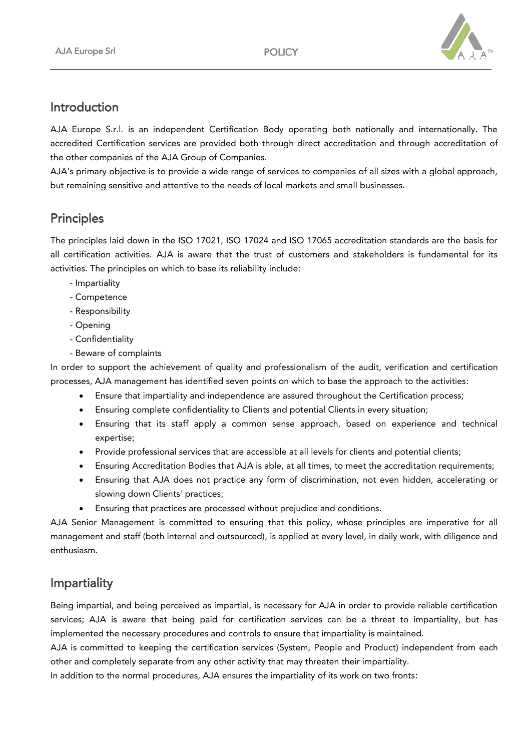## Introduction

AJA Europe S.r.l. is an independent Certification Body operating both nationally and internationally. The accredited Certification services are provided both through direct accreditation and through accreditation of the other companies of the AJA Group of Companies.
AJA's primary objective is to provide a wide range of services to companies of all sizes with a global approach, but remaining sensitive and attentive to the needs of local markets and small businesses.

## Principles

The principles laid down in the ISO 17021, ISO 17024 and ISO 17065 accreditation standards are the basis for all certification activities. AJA is aware that the trust of customers and stakeholders is fundamental for its activities. The principles on which to base its reliability include:

- Impartiality
- Competence
- Responsibility
- Opening
- Confidentiality
- Beware of complaints

In order to support the achievement of quality and professionalism of the audit, verification and certification processes, AJA management has identified seven points on which to base the approach to the activities:

- Ensure that impartiality and independence are assured throughout the Certification process;
- Ensuring complete confidentiality to Clients and potential Clients in every situation;
- Ensuring that its staff apply a common sense approach, based on experience and technical expertise;
- Provide professional services that are accessible at all levels for clients and potential clients;
- Ensuring Accreditation Bodies that AJA is able, at all times, to meet the accreditation requirements;
- Ensuring that AJA does not practice any form of discrimination, not even hidden, accelerating or slowing down Clients' practices;
- Ensuring that practices are processed without prejudice and conditions.

AJA Senior Management is committed to ensuring that this policy, whose principles are imperative for all management and staff (both internal and outsourced), is applied at every level, in daily work, with diligence and enthusiasm.

## Impartiality

Being impartial, and being perceived as impartial, is necessary for AJA in order to provide reliable certification services; AJA is aware that being paid for certification services can be a threat to impartiality, but has implemented the necessary procedures and controls to ensure that impartiality is maintained.
AJA is committed to keeping the certification services (System, People and Product) independent from each other and completely separate from any other activity that may threaten their impartiality.
In addition to the normal procedures, AJA ensures the impartiality of its work on two fronts: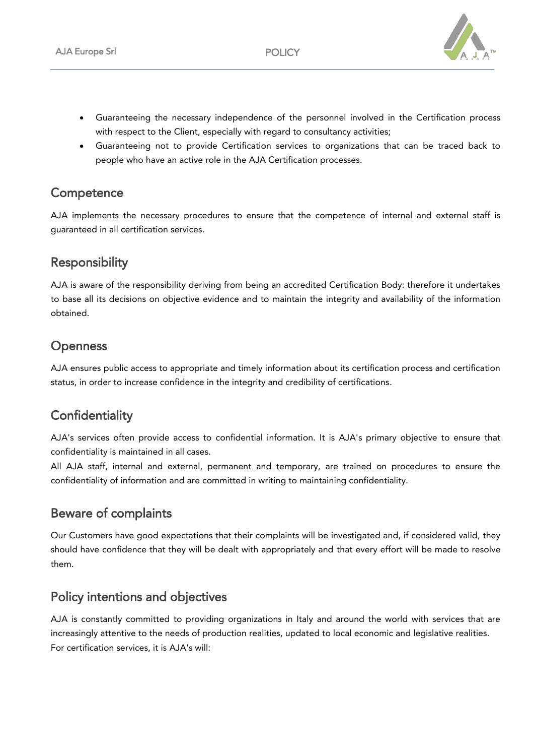- Guaranteeing the necessary independence of the personnel involved in the Certification process with respect to the Client, especially with regard to consultancy activities;
- Guaranteeing not to provide Certification services to organizations that can be traced back to people who have an active role in the AJA Certification processes.

## Competence

AJA implements the necessary procedures to ensure that the competence of internal and external staff is guaranteed in all certification services.

## Responsibility

AJA is aware of the responsibility deriving from being an accredited Certification Body: therefore it undertakes to base all its decisions on objective evidence and to maintain the integrity and availability of the information obtained.

## Openness

AJA ensures public access to appropriate and timely information about its certification process and certification status, in order to increase confidence in the integrity and credibility of certifications.

## Confidentiality

AJA's services often provide access to confidential information. It is AJA's primary objective to ensure that confidentiality is maintained in all cases.
All AJA staff, internal and external, permanent and temporary, are trained on procedures to ensure the confidentiality of information and are committed in writing to maintaining confidentiality.

## Beware of complaints

Our Customers have good expectations that their complaints will be investigated and, if considered valid, they should have confidence that they will be dealt with appropriately and that every effort will be made to resolve them.

## Policy intentions and objectives

AJA is constantly committed to providing organizations in Italy and around the world with services that are increasingly attentive to the needs of production realities, updated to local economic and legislative realities.
For certification services, it is AJA's will: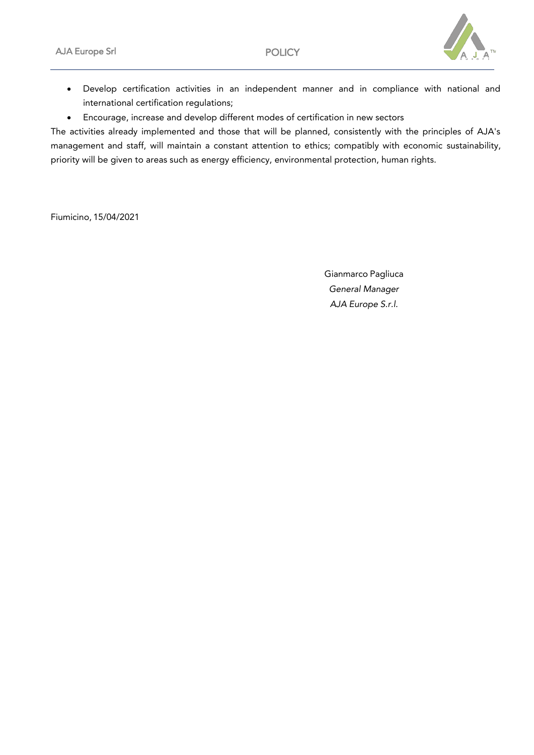- Develop certification activities in an independent manner and in compliance with national and international certification regulations;
- Encourage, increase and develop different modes of certification in new sectors

The activities already implemented and those that will be planned, consistently with the principles of AJA's management and staff, will maintain a constant attention to ethics; compatibly with economic sustainability, priority will be given to areas such as energy efficiency, environmental protection, human rights.

Fiumicino, 15/04/2021

Gianmarco Pagliuca
*General Manager*
*AJA Europe S.r.l.*